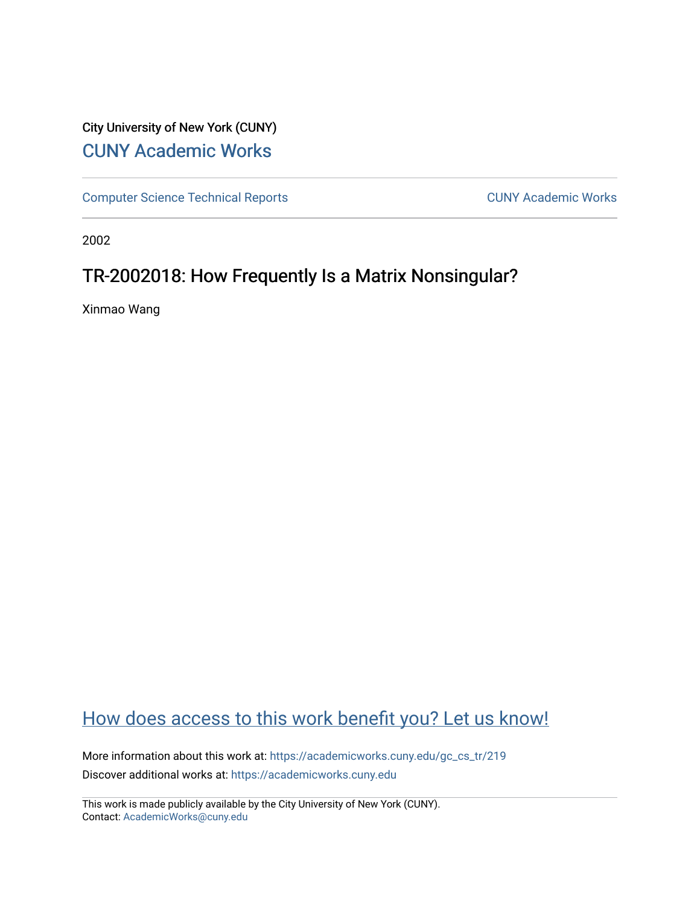City University of New York (CUNY)

[CUNY Academic Works](https://academicworks.cuny.edu)

Computer Science Technical Reports | CUNY Academic Works

2002

# TR-2002018: How Frequently Is a Matrix Nonsingular?

Xinmao Wang

## How does access to this work benefit you? Let us know!

More information about this work at: https://academicworks.cuny.edu/gc_cs_tr/219

Discover additional works at: https://academicworks.cuny.edu

This work is made publicly available by the City University of New York (CUNY).
Contact: AcademicWorks@cuny.edu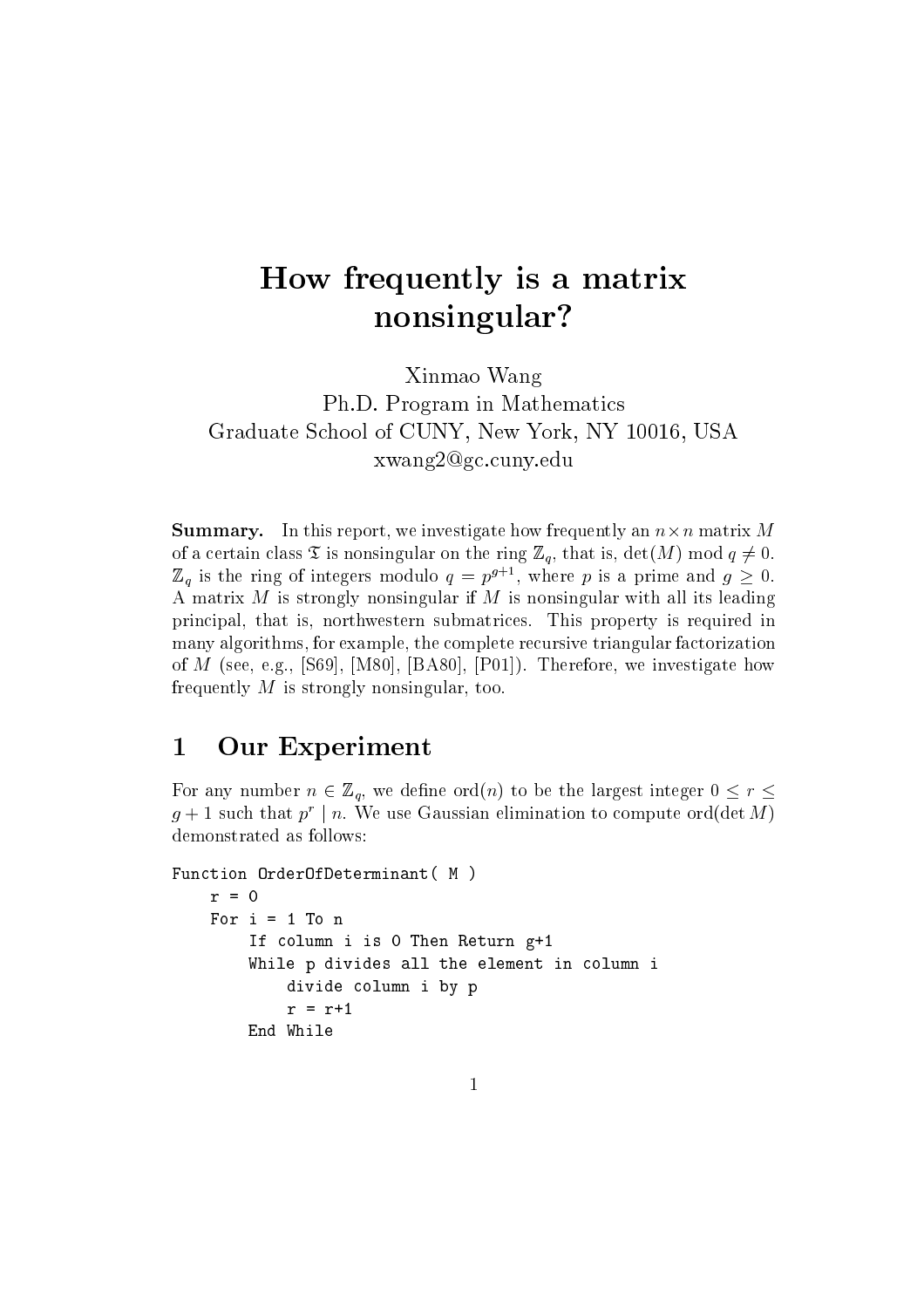# How frequently is a matrix nonsingular?

Xinmao Wang  
Ph.D. Program in Mathematics  
Graduate School of CUNY, New York, NY 10016, USA  
xwang2@gc.cuny.edu

**Summary.** In this report, we investigate how frequently an $n \times n$ matrix $M$ of a certain class $\mathfrak{T}$ is nonsingular on the ring $\mathbb{Z}_q$, that is, $\det(M) \bmod q \neq 0$. $\mathbb{Z}_q$ is the ring of integers modulo $q = p^{g+1}$, where $p$ is a prime and $g \geq 0$. A matrix $M$ is strongly nonsingular if $M$ is nonsingular with all its leading principal, that is, northwestern submatrices. This property is required in many algorithms, for example, the complete recursive triangular factorization of $M$ (see, e.g., [S69], [M80], [BA80], [P01]). Therefore, we investigate how frequently $M$ is strongly nonsingular, too.

## 1 Our Experiment

For any number $n \in \mathbb{Z}_q$, we define $\text{ord}(n)$ to be the largest integer $0 \leq r \leq g+1$ such that $p^r \mid n$. We use Gaussian elimination to compute $\text{ord}(\det M)$ demonstrated as follows:

```
Function OrderOfDeterminant( M )
    r = 0
    For i = 1 To n
        If column i is 0 Then Return g+1
        While p divides all the element in column i
            divide column i by p
            r = r+1
        End While
```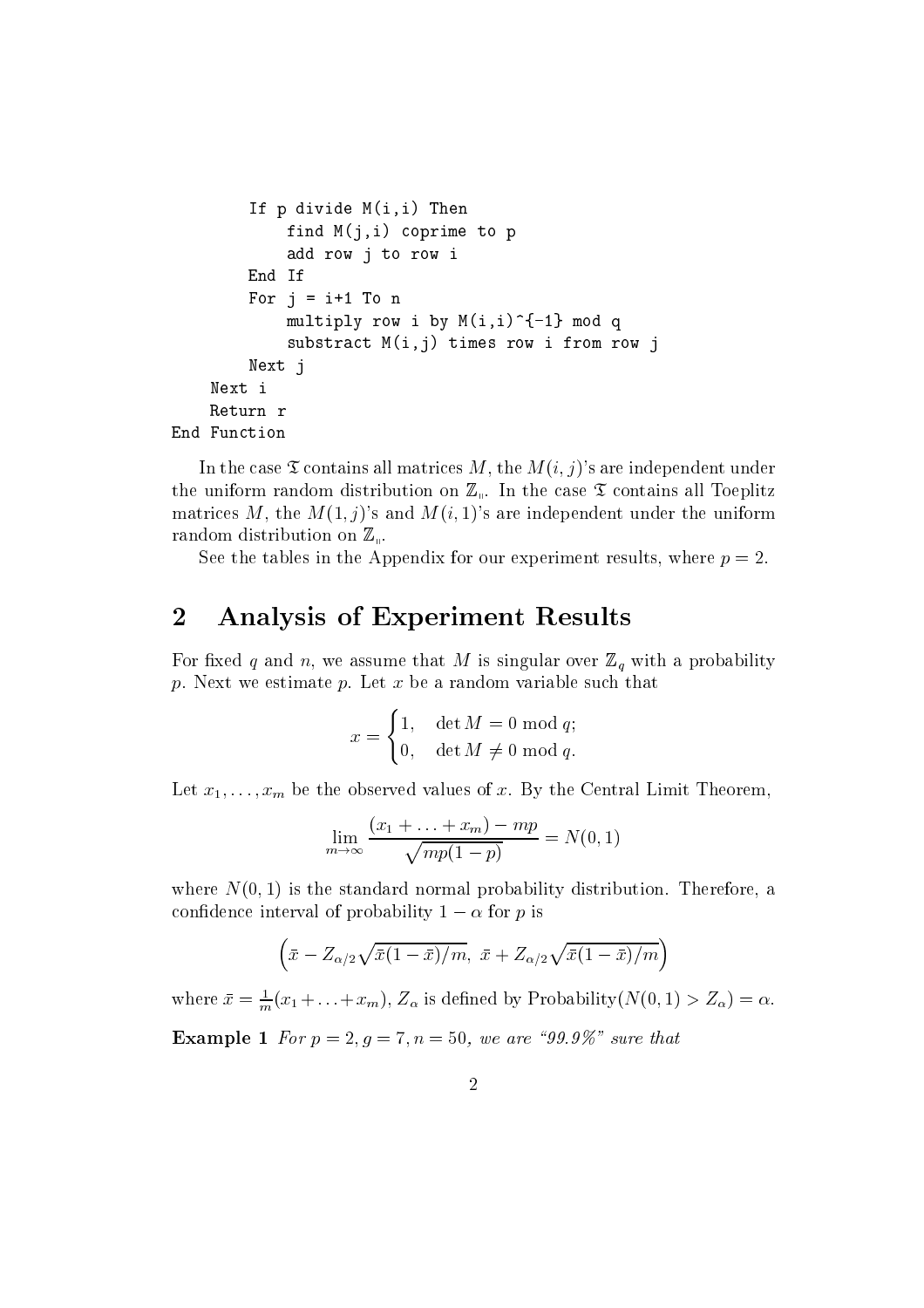```
        If p divide M(i,i) Then
            find M(j,i) coprime to p
            add row j to row i
        End If
        For j = i+1 To n
            multiply row i by M(i,i)^{-1} mod q
            substract M(i,j) times row i from row j
        Next j
    Next i
    Return r
End Function
```

In the case $\mathfrak{T}$ contains all matrices $M$, the $M(i,j)$'s are independent under the uniform random distribution on $\mathbb{Z}_q$. In the case $\mathfrak{T}$ contains all Toeplitz matrices $M$, the $M(1,j)$'s and $M(i,1)$'s are independent under the uniform random distribution on $\mathbb{Z}_q$.

See the tables in the Appendix for our experiment results, where $p = 2$.

## 2 Analysis of Experiment Results

For fixed $q$ and $n$, we assume that $M$ is singular over $\mathbb{Z}_q$ with a probability $p$. Next we estimate $p$. Let $x$ be a random variable such that

$$x = \begin{cases} 1, & \det M = 0 \bmod q; \\ 0, & \det M \neq 0 \bmod q. \end{cases}$$

Let $x_1, \ldots, x_m$ be the observed values of $x$. By the Central Limit Theorem,

$$\lim_{m \to \infty} \frac{(x_1 + \ldots + x_m) - mp}{\sqrt{mp(1-p)}} = N(0,1)$$

where $N(0,1)$ is the standard normal probability distribution. Therefore, a confidence interval of probability $1 - \alpha$ for $p$ is

$$\left(\bar{x} - Z_{\alpha/2}\sqrt{\bar{x}(1-\bar{x})/m},\ \bar{x} + Z_{\alpha/2}\sqrt{\bar{x}(1-\bar{x})/m}\right)$$

where $\bar{x} = \frac{1}{m}(x_1 + \ldots + x_m)$, $Z_\alpha$ is defined by Probability$(N(0,1) > Z_\alpha) = \alpha$.

**Example 1** *For $p = 2, g = 7, n = 50$, we are "99.9%" sure that*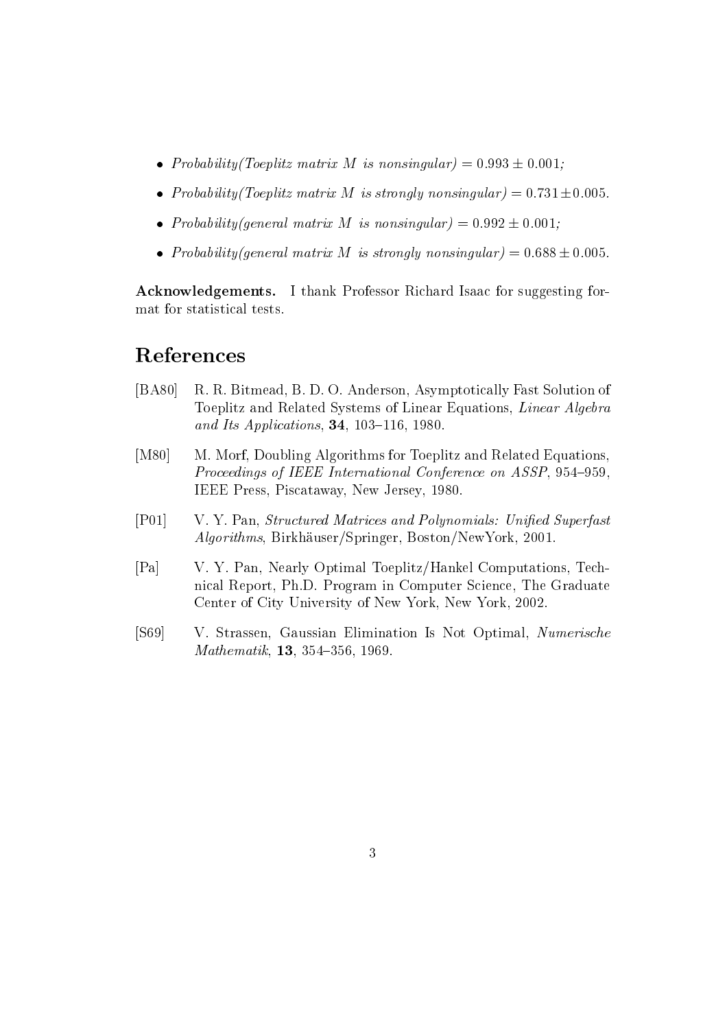- *Probability(Toeplitz matrix $M$ is nonsingular)* $= 0.993 \pm 0.001$;
- *Probability(Toeplitz matrix $M$ is strongly nonsingular)* $= 0.731 \pm 0.005$.
- *Probability(general matrix $M$ is nonsingular)* $= 0.992 \pm 0.001$;
- *Probability(general matrix $M$ is strongly nonsingular)* $= 0.688 \pm 0.005$.

**Acknowledgements.** I thank Professor Richard Isaac for suggesting format for statistical tests.

# References

[BA80] R. R. Bitmead, B. D. O. Anderson, Asymptotically Fast Solution of Toeplitz and Related Systems of Linear Equations, *Linear Algebra and Its Applications*, **34**, 103–116, 1980.

[M80] M. Morf, Doubling Algorithms for Toeplitz and Related Equations, *Proceedings of IEEE International Conference on ASSP*, 954–959, IEEE Press, Piscataway, New Jersey, 1980.

[P01] V. Y. Pan, *Structured Matrices and Polynomials: Unified Superfast Algorithms*, Birkhäuser/Springer, Boston/NewYork, 2001.

[Pa] V. Y. Pan, Nearly Optimal Toeplitz/Hankel Computations, Technical Report, Ph.D. Program in Computer Science, The Graduate Center of City University of New York, New York, 2002.

[S69] V. Strassen, Gaussian Elimination Is Not Optimal, *Numerische Mathematik*, **13**, 354–356, 1969.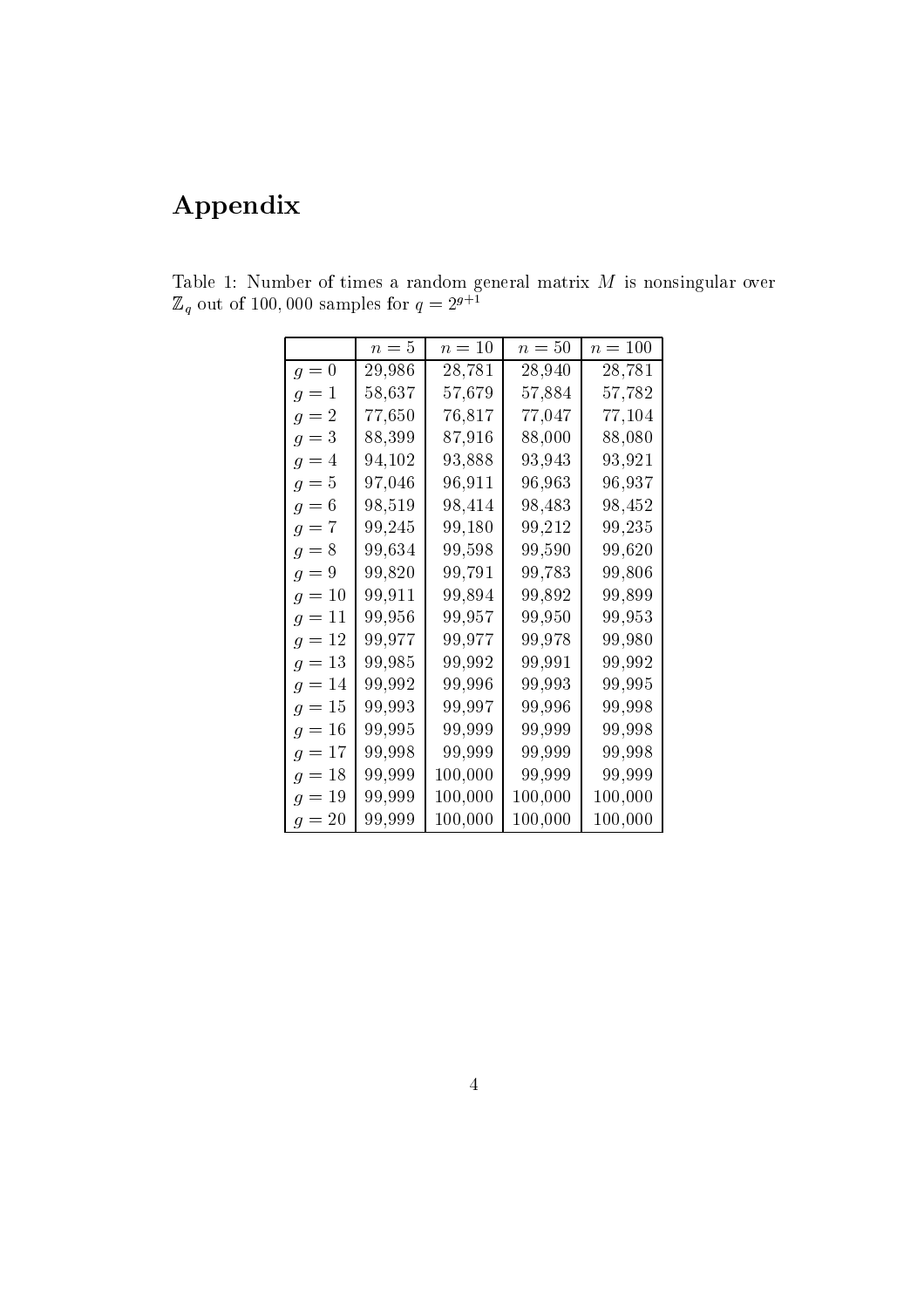# Appendix

Table 1: Number of times a random general matrix $M$ is nonsingular over $\mathbb{Z}_q$ out of $100,000$ samples for $q = 2^{g+1}$

| | $n = 5$ | $n = 10$ | $n = 50$ | $n = 100$ |
|---|---|---|---|---|
| $g = 0$ | 29,986 | 28,781 | 28,940 | 28,781 |
| $g = 1$ | 58,637 | 57,679 | 57,884 | 57,782 |
| $g = 2$ | 77,650 | 76,817 | 77,047 | 77,104 |
| $g = 3$ | 88,399 | 87,916 | 88,000 | 88,080 |
| $g = 4$ | 94,102 | 93,888 | 93,943 | 93,921 |
| $g = 5$ | 97,046 | 96,911 | 96,963 | 96,937 |
| $g = 6$ | 98,519 | 98,414 | 98,483 | 98,452 |
| $g = 7$ | 99,245 | 99,180 | 99,212 | 99,235 |
| $g = 8$ | 99,634 | 99,598 | 99,590 | 99,620 |
| $g = 9$ | 99,820 | 99,791 | 99,783 | 99,806 |
| $g = 10$ | 99,911 | 99,894 | 99,892 | 99,899 |
| $g = 11$ | 99,956 | 99,957 | 99,950 | 99,953 |
| $g = 12$ | 99,977 | 99,977 | 99,978 | 99,980 |
| $g = 13$ | 99,985 | 99,992 | 99,991 | 99,992 |
| $g = 14$ | 99,992 | 99,996 | 99,993 | 99,995 |
| $g = 15$ | 99,993 | 99,997 | 99,996 | 99,998 |
| $g = 16$ | 99,995 | 99,999 | 99,999 | 99,998 |
| $g = 17$ | 99,998 | 99,999 | 99,999 | 99,998 |
| $g = 18$ | 99,999 | 100,000 | 99,999 | 99,999 |
| $g = 19$ | 99,999 | 100,000 | 100,000 | 100,000 |
| $g = 20$ | 99,999 | 100,000 | 100,000 | 100,000 |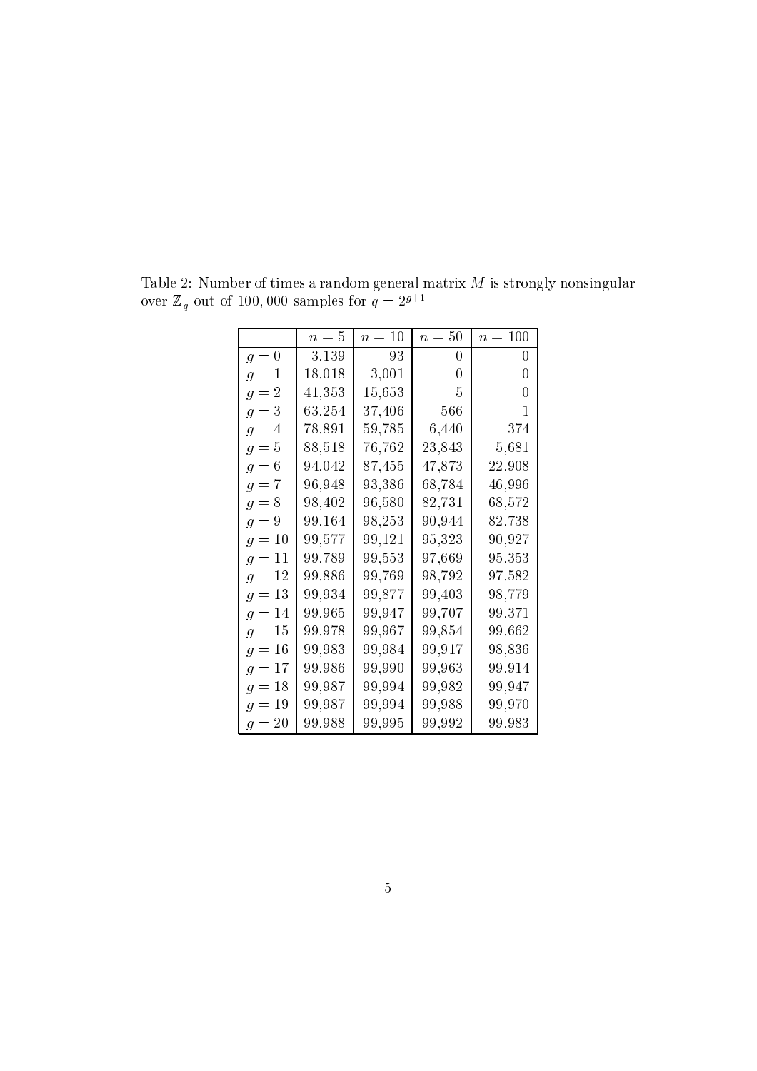Table 2: Number of times a random general matrix $M$ is strongly nonsingular over $\mathbb{Z}_q$ out of $100,000$ samples for $q = 2^{g+1}$

| | $n = 5$ | $n = 10$ | $n = 50$ | $n = 100$ |
|---|---|---|---|---|
| $g = 0$ | 3,139 | 93 | 0 | 0 |
| $g = 1$ | 18,018 | 3,001 | 0 | 0 |
| $g = 2$ | 41,353 | 15,653 | 5 | 0 |
| $g = 3$ | 63,254 | 37,406 | 566 | 1 |
| $g = 4$ | 78,891 | 59,785 | 6,440 | 374 |
| $g = 5$ | 88,518 | 76,762 | 23,843 | 5,681 |
| $g = 6$ | 94,042 | 87,455 | 47,873 | 22,908 |
| $g = 7$ | 96,948 | 93,386 | 68,784 | 46,996 |
| $g = 8$ | 98,402 | 96,580 | 82,731 | 68,572 |
| $g = 9$ | 99,164 | 98,253 | 90,944 | 82,738 |
| $g = 10$ | 99,577 | 99,121 | 95,323 | 90,927 |
| $g = 11$ | 99,789 | 99,553 | 97,669 | 95,353 |
| $g = 12$ | 99,886 | 99,769 | 98,792 | 97,582 |
| $g = 13$ | 99,934 | 99,877 | 99,403 | 98,779 |
| $g = 14$ | 99,965 | 99,947 | 99,707 | 99,371 |
| $g = 15$ | 99,978 | 99,967 | 99,854 | 99,662 |
| $g = 16$ | 99,983 | 99,984 | 99,917 | 98,836 |
| $g = 17$ | 99,986 | 99,990 | 99,963 | 99,914 |
| $g = 18$ | 99,987 | 99,994 | 99,982 | 99,947 |
| $g = 19$ | 99,987 | 99,994 | 99,988 | 99,970 |
| $g = 20$ | 99,988 | 99,995 | 99,992 | 99,983 |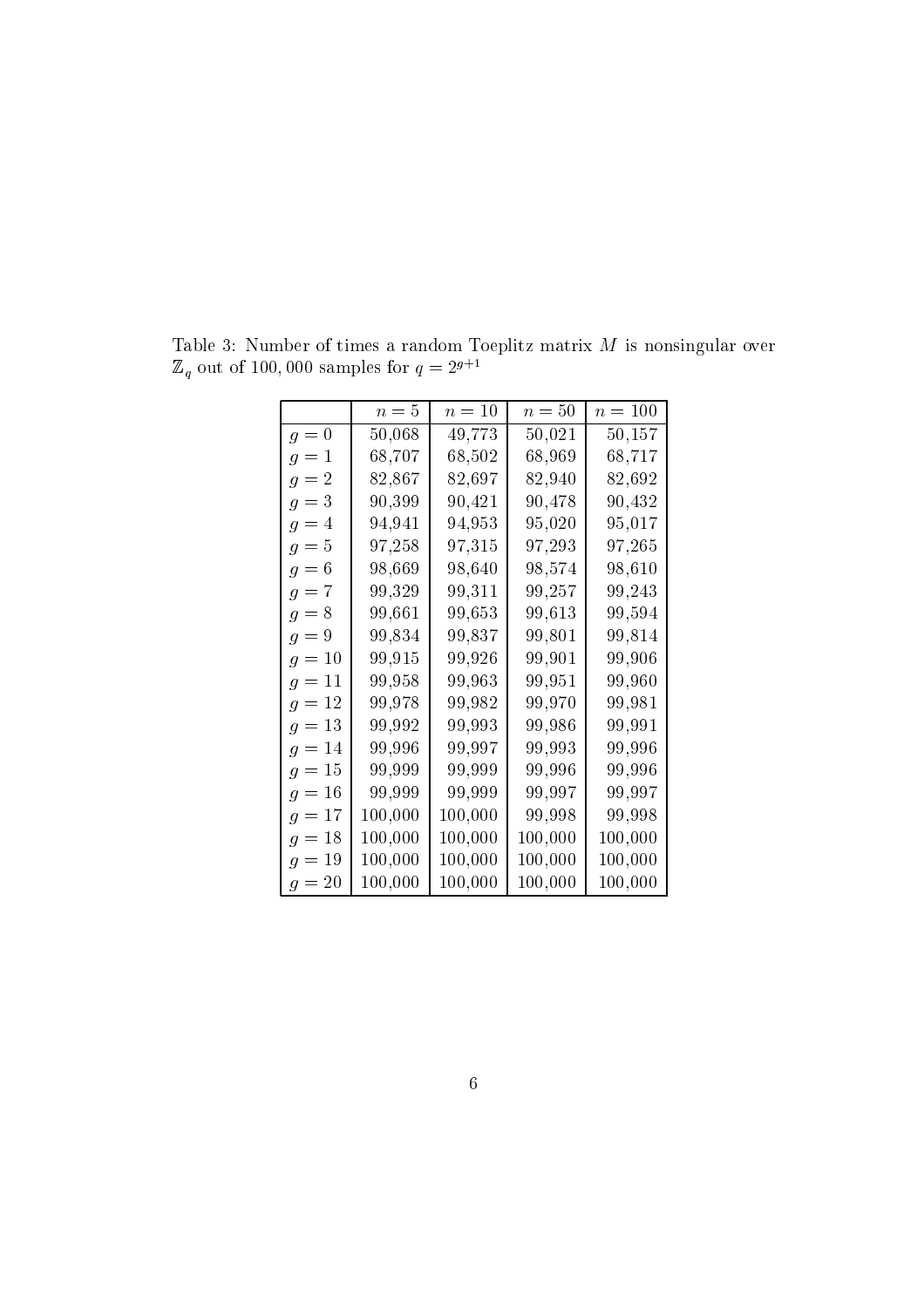Table 3: Number of times a random Toeplitz matrix $M$ is nonsingular over $\mathbb{Z}_q$ out of $100,000$ samples for $q = 2^{g+1}$

| | $n = 5$ | $n = 10$ | $n = 50$ | $n = 100$ |
|---|---|---|---|---|
| $g = 0$ | 50,068 | 49,773 | 50,021 | 50,157 |
| $g = 1$ | 68,707 | 68,502 | 68,969 | 68,717 |
| $g = 2$ | 82,867 | 82,697 | 82,940 | 82,692 |
| $g = 3$ | 90,399 | 90,421 | 90,478 | 90,432 |
| $g = 4$ | 94,941 | 94,953 | 95,020 | 95,017 |
| $g = 5$ | 97,258 | 97,315 | 97,293 | 97,265 |
| $g = 6$ | 98,669 | 98,640 | 98,574 | 98,610 |
| $g = 7$ | 99,329 | 99,311 | 99,257 | 99,243 |
| $g = 8$ | 99,661 | 99,653 | 99,613 | 99,594 |
| $g = 9$ | 99,834 | 99,837 | 99,801 | 99,814 |
| $g = 10$ | 99,915 | 99,926 | 99,901 | 99,906 |
| $g = 11$ | 99,958 | 99,963 | 99,951 | 99,960 |
| $g = 12$ | 99,978 | 99,982 | 99,970 | 99,981 |
| $g = 13$ | 99,992 | 99,993 | 99,986 | 99,991 |
| $g = 14$ | 99,996 | 99,997 | 99,993 | 99,996 |
| $g = 15$ | 99,999 | 99,999 | 99,996 | 99,996 |
| $g = 16$ | 99,999 | 99,999 | 99,997 | 99,997 |
| $g = 17$ | 100,000 | 100,000 | 99,998 | 99,998 |
| $g = 18$ | 100,000 | 100,000 | 100,000 | 100,000 |
| $g = 19$ | 100,000 | 100,000 | 100,000 | 100,000 |
| $g = 20$ | 100,000 | 100,000 | 100,000 | 100,000 |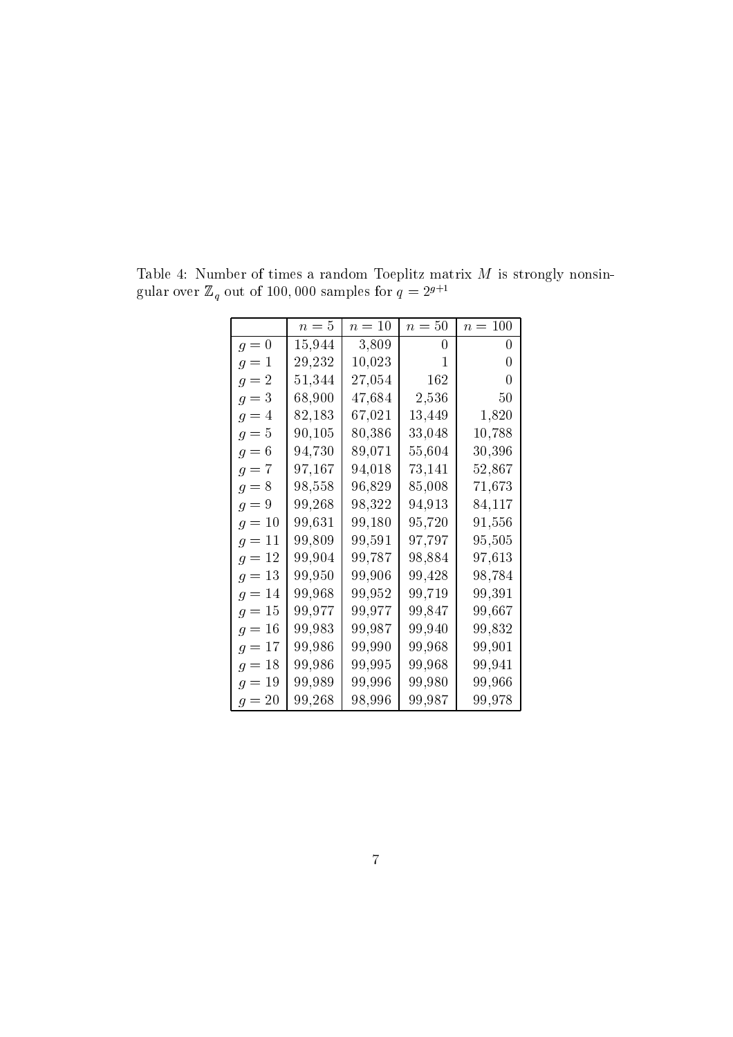Table 4: Number of times a random Toeplitz matrix $M$ is strongly nonsingular over $\mathbb{Z}_q$ out of 100,000 samples for $q = 2^{g+1}$

| | $n = 5$ | $n = 10$ | $n = 50$ | $n = 100$ |
|---|---|---|---|---|
| $g = 0$ | 15,944 | 3,809 | 0 | 0 |
| $g = 1$ | 29,232 | 10,023 | 1 | 0 |
| $g = 2$ | 51,344 | 27,054 | 162 | 0 |
| $g = 3$ | 68,900 | 47,684 | 2,536 | 50 |
| $g = 4$ | 82,183 | 67,021 | 13,449 | 1,820 |
| $g = 5$ | 90,105 | 80,386 | 33,048 | 10,788 |
| $g = 6$ | 94,730 | 89,071 | 55,604 | 30,396 |
| $g = 7$ | 97,167 | 94,018 | 73,141 | 52,867 |
| $g = 8$ | 98,558 | 96,829 | 85,008 | 71,673 |
| $g = 9$ | 99,268 | 98,322 | 94,913 | 84,117 |
| $g = 10$ | 99,631 | 99,180 | 95,720 | 91,556 |
| $g = 11$ | 99,809 | 99,591 | 97,797 | 95,505 |
| $g = 12$ | 99,904 | 99,787 | 98,884 | 97,613 |
| $g = 13$ | 99,950 | 99,906 | 99,428 | 98,784 |
| $g = 14$ | 99,968 | 99,952 | 99,719 | 99,391 |
| $g = 15$ | 99,977 | 99,977 | 99,847 | 99,667 |
| $g = 16$ | 99,983 | 99,987 | 99,940 | 99,832 |
| $g = 17$ | 99,986 | 99,990 | 99,968 | 99,901 |
| $g = 18$ | 99,986 | 99,995 | 99,968 | 99,941 |
| $g = 19$ | 99,989 | 99,996 | 99,980 | 99,966 |
| $g = 20$ | 99,268 | 98,996 | 99,987 | 99,978 |